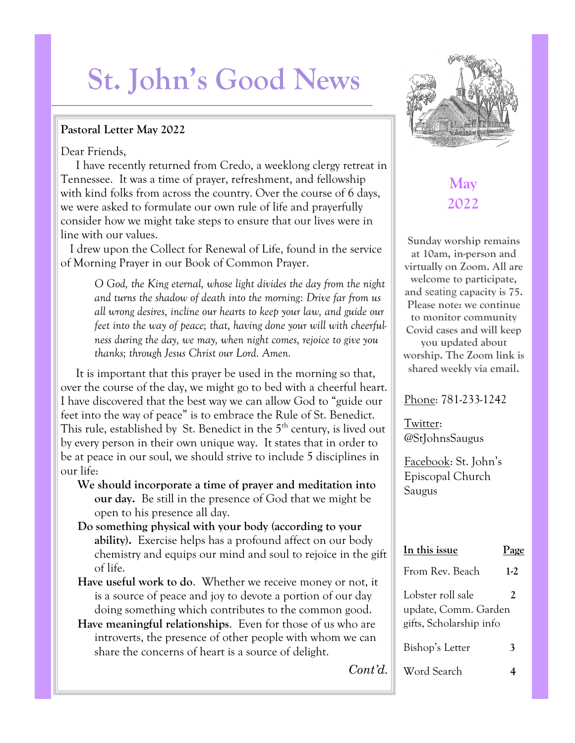# St. John's Good News

**Pastoral Letter May 2022**

Dear Friends,

I have recently returned from Credo, a weeklong clergy retreat in Tennessee. It was a time of prayer, refreshment, and fellowship with kind folks from across the country. Over the course of 6 days, we were asked to formulate our own rule of life and prayerfully consider how we might take steps to ensure that our lives were in line with our values.

I drew upon the Collect for Renewal of Life, found in the service of Morning Prayer in our Book of Common Prayer.

> *O God, the King eternal, whose light divides the day from the night and turns the shadow of death into the morning: Drive far from us all wrong desires, incline our hearts to keep your law, and guide our feet into the way of peace; that, having done your will with cheerfulness during the day, we may, when night comes, rejoice to give you thanks; through Jesus Christ our Lord. Amen.*

It is important that this prayer be used in the morning so that, over the course of the day, we might go to bed with a cheerful heart. I have discovered that the best way we can allow God to "guide our feet into the way of peace" is to embrace the Rule of St. Benedict. This rule, established by St. Benedict in the 5th century, is lived out by every person in their own unique way. It states that in order to be at peace in our soul, we should strive to include 5 disciplines in our life:

- **We should incorporate a time of prayer and meditation into our day.** Be still in the presence of God that we might be open to his presence all day.
- **Do something physical with your body (according to your ability).** Exercise helps has a profound affect on our body chemistry and equips our mind and soul to rejoice in the gift of life.
- **Have useful work to do**. Whether we receive money or not, it is a source of peace and joy to devote a portion of our day doing something which contributes to the common good.
- **Have meaningful relationships**. Even for those of us who are introverts, the presence of other people with whom we can share the concerns of heart is a source of delight.

*Cont'd.*

## May 2022

**Sunday worship remains at 10am, in-person and virtually on Zoom. All are welcome to participate, and seating capacity is 75. Please note: we continue to monitor community Covid cases and will keep you updated about worship. The Zoom link is shared weekly via email.**

Phone: 781-233-1242

Twitter: @StJohnsSaugus

Facebook: St. John's Episcopal Church Saugus

| In this issue | Page |
|---|---|
| From Rev. Beach | 1-2 |
| Lobster roll sale update, Comm. Garden gifts, Scholarship info | 2 |
| Bishop's Letter | 3 |
| Word Search | 4 |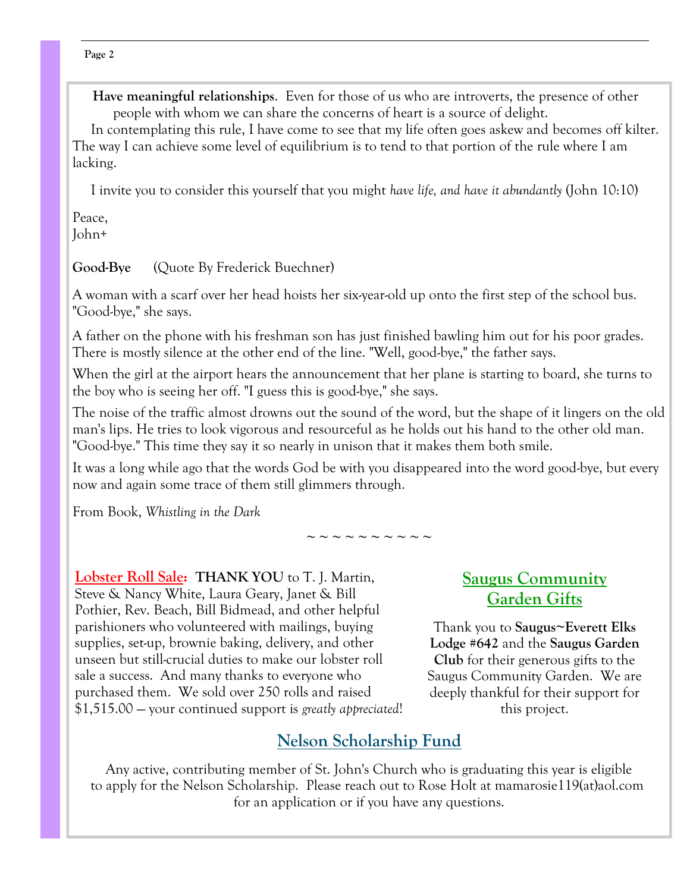**Have meaningful relationships**. Even for those of us who are introverts, the presence of other people with whom we can share the concerns of heart is a source of delight.

In contemplating this rule, I have come to see that my life often goes askew and becomes off kilter. The way I can achieve some level of equilibrium is to tend to that portion of the rule where I am lacking.

I invite you to consider this yourself that you might *have life, and have it abundantly* (John 10:10)

Peace,
John+

**Good-Bye** (Quote By Frederick Buechner)

A woman with a scarf over her head hoists her six-year-old up onto the first step of the school bus. "Good-bye," she says.

A father on the phone with his freshman son has just finished bawling him out for his poor grades. There is mostly silence at the other end of the line. "Well, good-bye," the father says.

When the girl at the airport hears the announcement that her plane is starting to board, she turns to the boy who is seeing her off. "I guess this is good-bye," she says.

The noise of the traffic almost drowns out the sound of the word, but the shape of it lingers on the old man's lips. He tries to look vigorous and resourceful as he holds out his hand to the other old man. "Good-bye." This time they say it so nearly in unison that it makes them both smile.

It was a long while ago that the words God be with you disappeared into the word good-bye, but every now and again some trace of them still glimmers through.

From Book, *Whistling in the Dark*

~ ~ ~ ~ ~ ~ ~ ~ ~ ~

**Lobster Roll Sale:** **THANK YOU** to T. J. Martin, Steve & Nancy White, Laura Geary, Janet & Bill Pothier, Rev. Beach, Bill Bidmead, and other helpful parishioners who volunteered with mailings, buying supplies, set-up, brownie baking, delivery, and other unseen but still-crucial duties to make our lobster roll sale a success. And many thanks to everyone who purchased them. We sold over 250 rolls and raised $1,515.00 — your continued support is *greatly appreciated*!

## Saugus Community Garden Gifts

Thank you to **Saugus~Everett Elks Lodge #642** and the **Saugus Garden Club** for their generous gifts to the Saugus Community Garden. We are deeply thankful for their support for this project.

## Nelson Scholarship Fund

Any active, contributing member of St. John's Church who is graduating this year is eligible to apply for the Nelson Scholarship. Please reach out to Rose Holt at mamarosie119(at)aol.com for an application or if you have any questions.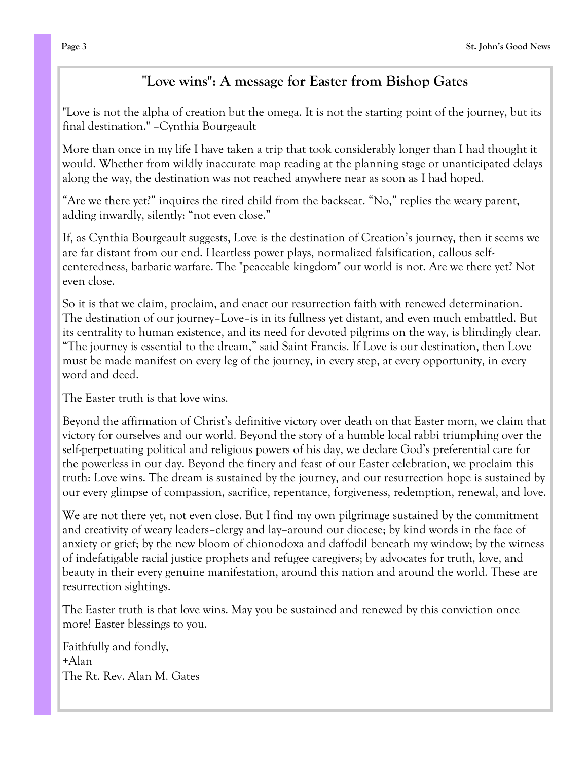## "Love wins": A message for Easter from Bishop Gates

"Love is not the alpha of creation but the omega. It is not the starting point of the journey, but its final destination." –Cynthia Bourgeault

More than once in my life I have taken a trip that took considerably longer than I had thought it would. Whether from wildly inaccurate map reading at the planning stage or unanticipated delays along the way, the destination was not reached anywhere near as soon as I had hoped.

“Are we there yet?” inquires the tired child from the backseat. “No,” replies the weary parent, adding inwardly, silently: “not even close.”

If, as Cynthia Bourgeault suggests, Love is the destination of Creation’s journey, then it seems we are far distant from our end. Heartless power plays, normalized falsification, callous self-centeredness, barbaric warfare. The "peaceable kingdom" our world is not. Are we there yet? Not even close.

So it is that we claim, proclaim, and enact our resurrection faith with renewed determination. The destination of our journey–Love–is in its fullness yet distant, and even much embattled. But its centrality to human existence, and its need for devoted pilgrims on the way, is blindingly clear. “The journey is essential to the dream,” said Saint Francis. If Love is our destination, then Love must be made manifest on every leg of the journey, in every step, at every opportunity, in every word and deed.

The Easter truth is that love wins.

Beyond the affirmation of Christ’s definitive victory over death on that Easter morn, we claim that victory for ourselves and our world. Beyond the story of a humble local rabbi triumphing over the self-perpetuating political and religious powers of his day, we declare God’s preferential care for the powerless in our day. Beyond the finery and feast of our Easter celebration, we proclaim this truth: Love wins. The dream is sustained by the journey, and our resurrection hope is sustained by our every glimpse of compassion, sacrifice, repentance, forgiveness, redemption, renewal, and love.

We are not there yet, not even close. But I find my own pilgrimage sustained by the commitment and creativity of weary leaders–clergy and lay–around our diocese; by kind words in the face of anxiety or grief; by the new bloom of chionodoxa and daffodil beneath my window; by the witness of indefatigable racial justice prophets and refugee caregivers; by advocates for truth, love, and beauty in their every genuine manifestation, around this nation and around the world. These are resurrection sightings.

The Easter truth is that love wins. May you be sustained and renewed by this conviction once more! Easter blessings to you.

Faithfully and fondly,  
+Alan  
The Rt. Rev. Alan M. Gates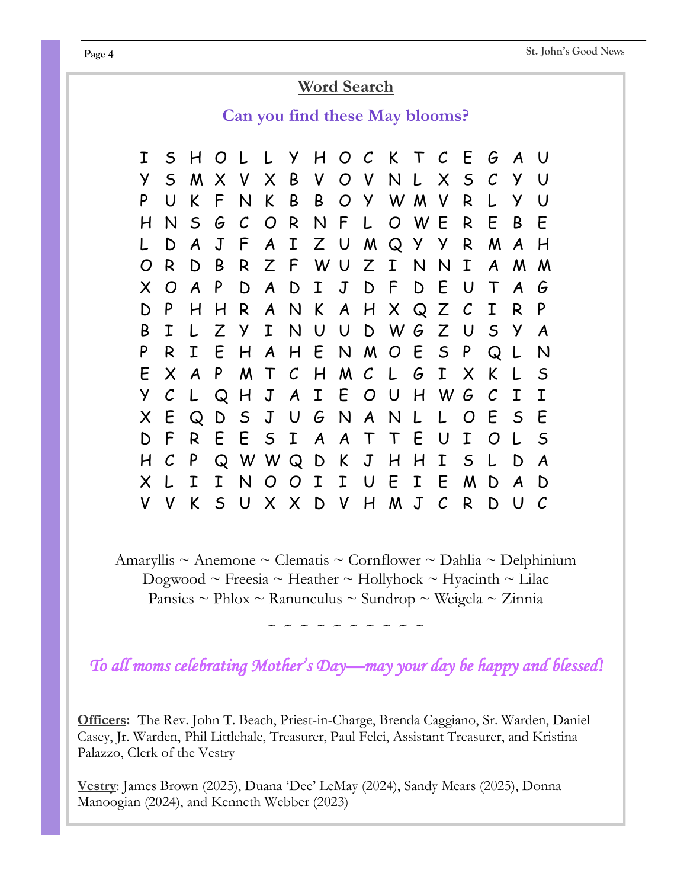## Word Search

### Can you find these May blooms?

```
I S H O L L Y H O C K T C E G A U
Y S M X V X B V O V N L X S C Y U
P U K F N K B B O Y W M V R L Y U
H N S G C O R N F L O W E R E B E
L D A J F A I Z U M Q Y Y R M A H
O R D B R Z F W U Z I N N I A M M
X O A P D A D I J D F D E U T A G
D P H H R A N K A H X Q Z C I R P
B I L Z Y I N U U D W G Z U S Y A
P R I E H A H E N M O E S P Q L N
E X A P M T C H M C L G I X K L S
Y C L Q H J A I E O U H W G C I I
X E Q D S J U G N A N L L O E S E
D F R E E S I A A T T E U I O L S
H C P Q W W Q D K J H H I S L D A
X L I I N O O I I U E I E M D A D
V V K S U X X D V H M J C R D U C
```

Amaryllis ~ Anemone ~ Clematis ~ Cornflower ~ Dahlia ~ Delphinium
Dogwood ~ Freesia ~ Heather ~ Hollyhock ~ Hyacinth ~ Lilac
Pansies ~ Phlox ~ Ranunculus ~ Sundrop ~ Weigela ~ Zinnia

~ ~ ~ ~ ~ ~ ~ ~ ~ ~

*To all moms celebrating Mother's Day—may your day be happy and blessed!*

**Officers:** The Rev. John T. Beach, Priest-in-Charge, Brenda Caggiano, Sr. Warden, Daniel Casey, Jr. Warden, Phil Littlehale, Treasurer, Paul Felci, Assistant Treasurer, and Kristina Palazzo, Clerk of the Vestry

**Vestry**: James Brown (2025), Duana 'Dee' LeMay (2024), Sandy Mears (2025), Donna Manoogian (2024), and Kenneth Webber (2023)